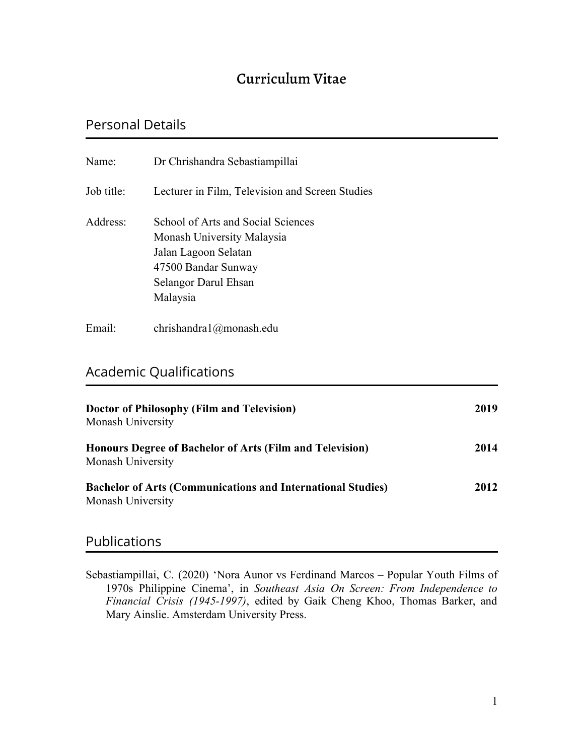# Curriculum Vitae

## Personal Details

Name: Dr Chrishandra Sebastiampillai

Job title: Lecturer in Film, Television and Screen Studies

Address: School of Arts and Social Sciences
Monash University Malaysia
Jalan Lagoon Selatan
47500 Bandar Sunway
Selangor Darul Ehsan
Malaysia

Email: chrishandra1@monash.edu

## Academic Qualifications

**Doctor of Philosophy (Film and Television)** **2019**
Monash University

**Honours Degree of Bachelor of Arts (Film and Television)** **2014**
Monash University

**Bachelor of Arts (Communications and International Studies)** **2012**
Monash University

## Publications

Sebastiampillai, C. (2020) 'Nora Aunor vs Ferdinand Marcos – Popular Youth Films of 1970s Philippine Cinema', in *Southeast Asia On Screen: From Independence to Financial Crisis (1945-1997)*, edited by Gaik Cheng Khoo, Thomas Barker, and Mary Ainslie. Amsterdam University Press.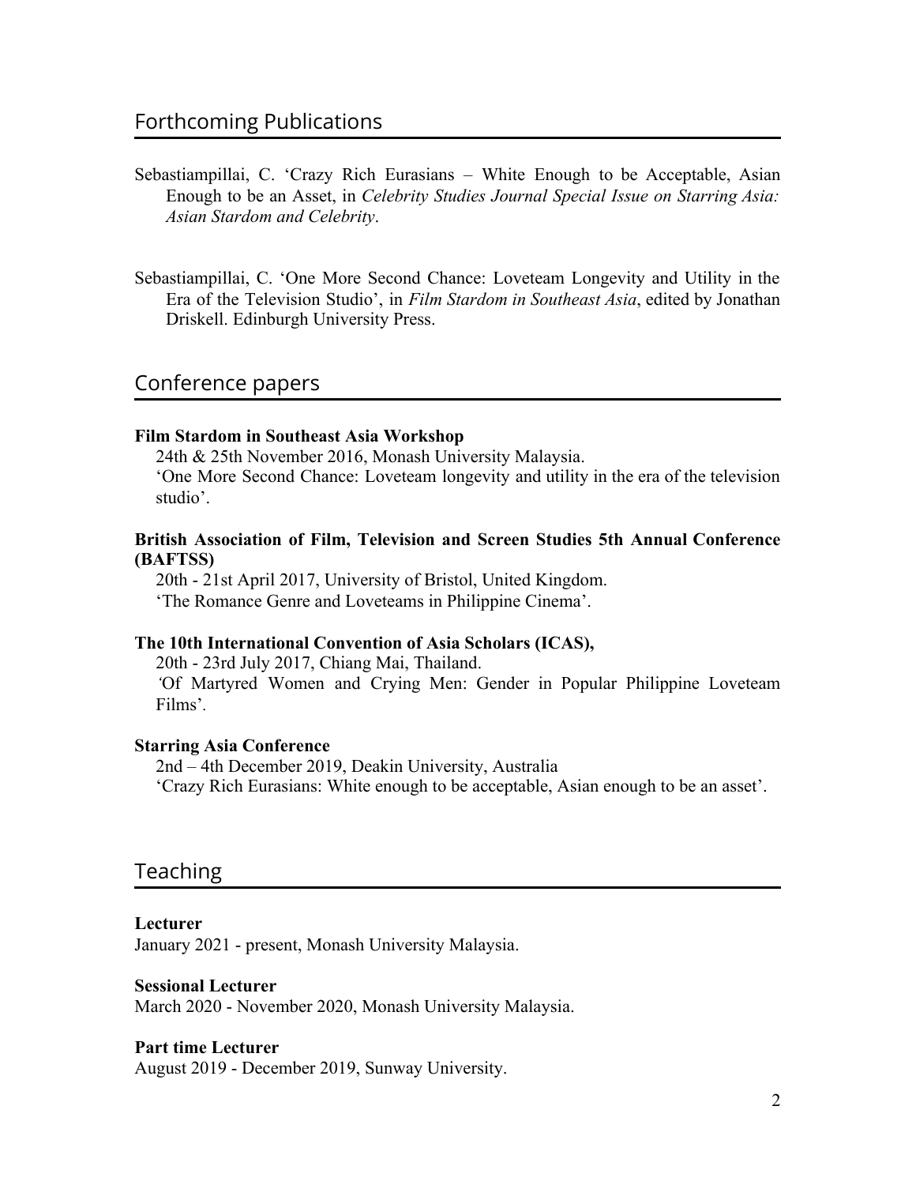## Forthcoming Publications

Sebastiampillai, C. 'Crazy Rich Eurasians – White Enough to be Acceptable, Asian Enough to be an Asset, in *Celebrity Studies Journal Special Issue on Starring Asia: Asian Stardom and Celebrity*.

Sebastiampillai, C. 'One More Second Chance: Loveteam Longevity and Utility in the Era of the Television Studio', in *Film Stardom in Southeast Asia*, edited by Jonathan Driskell. Edinburgh University Press.

## Conference papers

**Film Stardom in Southeast Asia Workshop**
24th & 25th November 2016, Monash University Malaysia.
'One More Second Chance: Loveteam longevity and utility in the era of the television studio'.

**British Association of Film, Television and Screen Studies 5th Annual Conference (BAFTSS)**
20th - 21st April 2017, University of Bristol, United Kingdom.
'The Romance Genre and Loveteams in Philippine Cinema'.

**The 10th International Convention of Asia Scholars (ICAS),**
20th - 23rd July 2017, Chiang Mai, Thailand.
'Of Martyred Women and Crying Men: Gender in Popular Philippine Loveteam Films'.

**Starring Asia Conference**
2nd – 4th December 2019, Deakin University, Australia
'Crazy Rich Eurasians: White enough to be acceptable, Asian enough to be an asset'.

## Teaching

**Lecturer**
January 2021 - present, Monash University Malaysia.

**Sessional Lecturer**
March 2020 - November 2020, Monash University Malaysia.

**Part time Lecturer**
August 2019 - December 2019, Sunway University.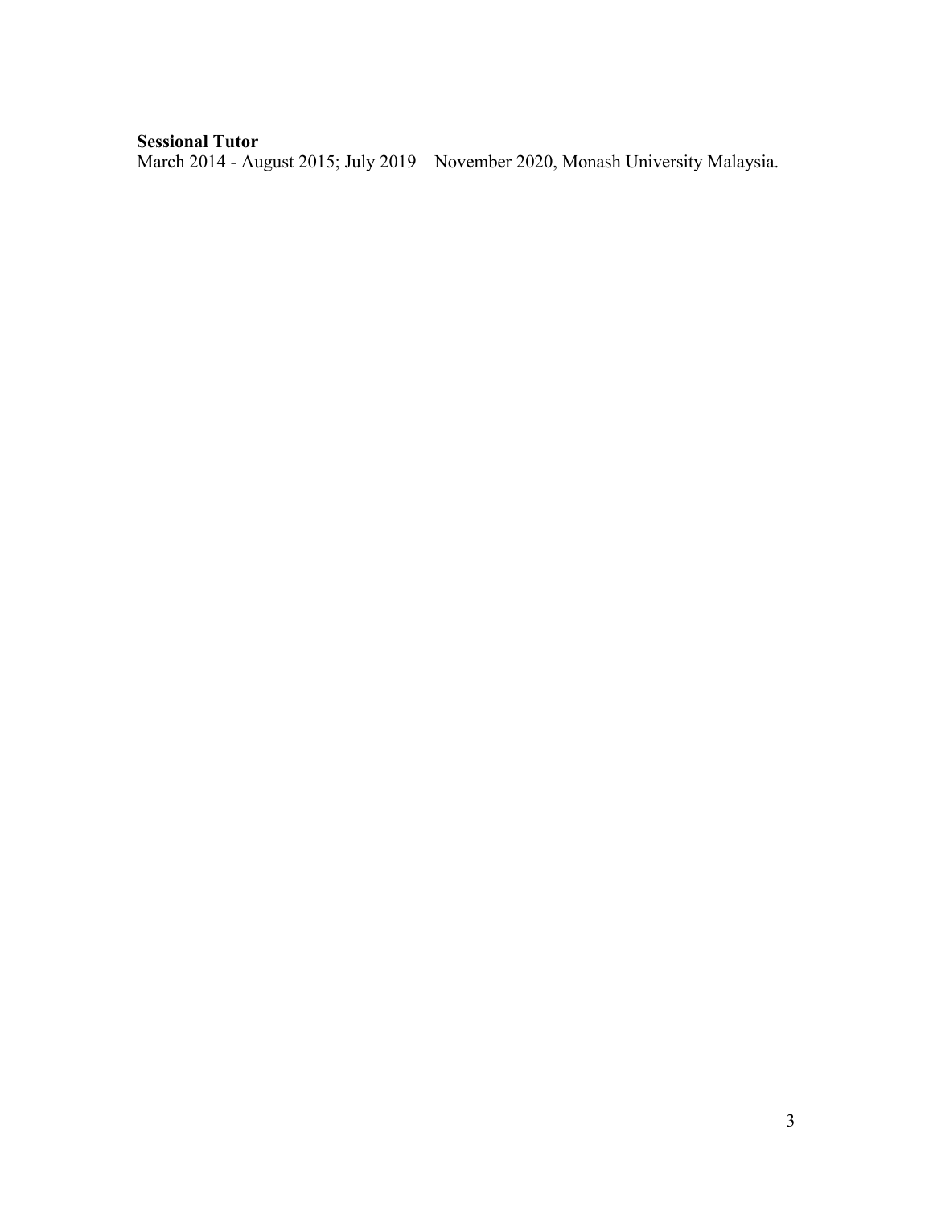**Sessional Tutor**

March 2014 - August 2015; July 2019 – November 2020, Monash University Malaysia.